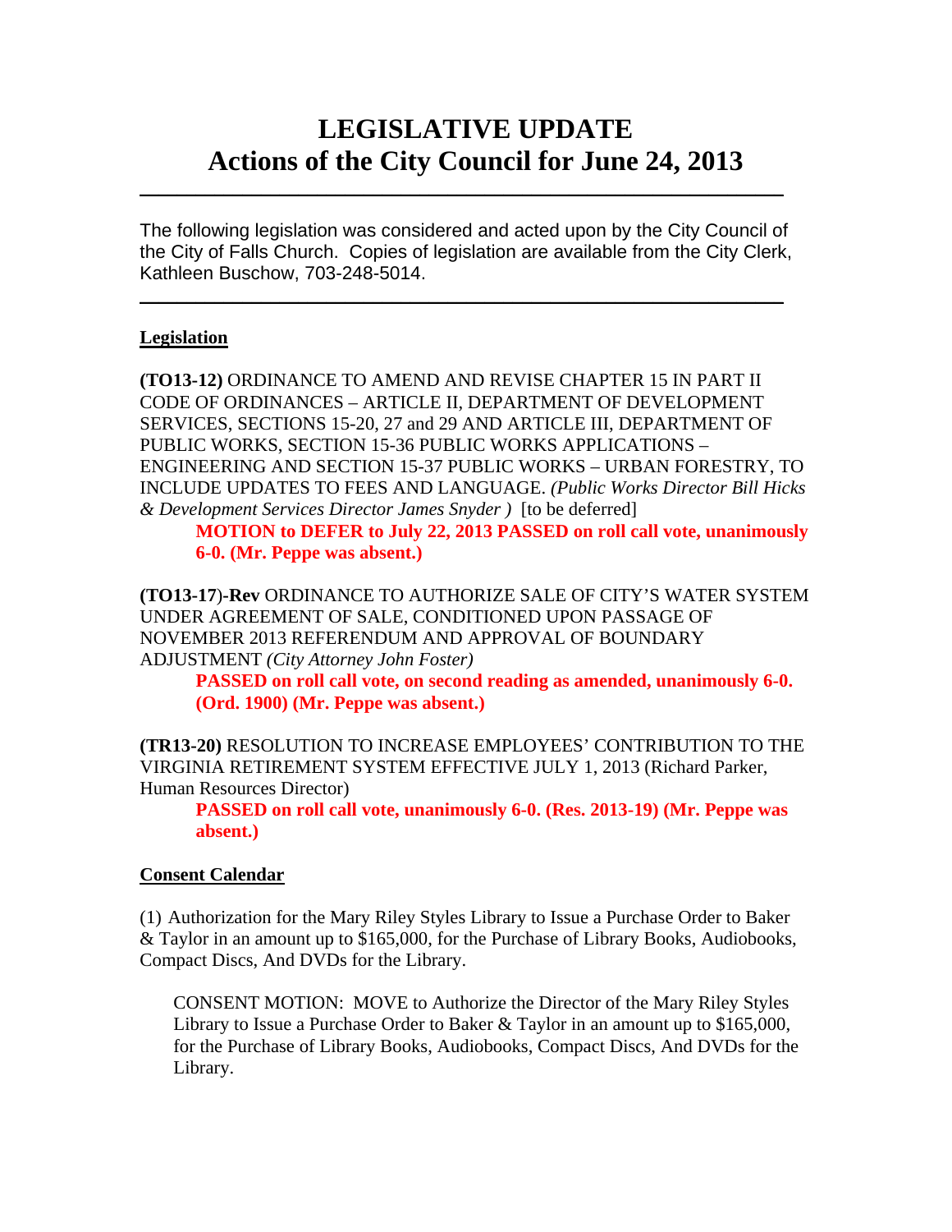# LEGISLATIVE UPDATE
# Actions of the City Council for June 24, 2013

---

The following legislation was considered and acted upon by the City Council of the City of Falls Church. Copies of legislation are available from the City Clerk, Kathleen Buschow, 703-248-5014.

---

## Legislation

**(TO13-12)** ORDINANCE TO AMEND AND REVISE CHAPTER 15 IN PART II CODE OF ORDINANCES – ARTICLE II, DEPARTMENT OF DEVELOPMENT SERVICES, SECTIONS 15-20, 27 and 29 AND ARTICLE III, DEPARTMENT OF PUBLIC WORKS, SECTION 15-36 PUBLIC WORKS APPLICATIONS – ENGINEERING AND SECTION 15-37 PUBLIC WORKS – URBAN FORESTRY, TO INCLUDE UPDATES TO FEES AND LANGUAGE. *(Public Works Director Bill Hicks & Development Services Director James Snyder )* [to be deferred]

> **MOTION to DEFER to July 22, 2013 PASSED on roll call vote, unanimously 6-0. (Mr. Peppe was absent.)**

**(TO13-17)-Rev** ORDINANCE TO AUTHORIZE SALE OF CITY'S WATER SYSTEM UNDER AGREEMENT OF SALE, CONDITIONED UPON PASSAGE OF NOVEMBER 2013 REFERENDUM AND APPROVAL OF BOUNDARY ADJUSTMENT *(City Attorney John Foster)*

> **PASSED on roll call vote, on second reading as amended, unanimously 6-0. (Ord. 1900) (Mr. Peppe was absent.)**

**(TR13-20)** RESOLUTION TO INCREASE EMPLOYEES' CONTRIBUTION TO THE VIRGINIA RETIREMENT SYSTEM EFFECTIVE JULY 1, 2013 (Richard Parker, Human Resources Director)

> **PASSED on roll call vote, unanimously 6-0. (Res. 2013-19) (Mr. Peppe was absent.)**

## Consent Calendar

(1) Authorization for the Mary Riley Styles Library to Issue a Purchase Order to Baker & Taylor in an amount up to $165,000, for the Purchase of Library Books, Audiobooks, Compact Discs, And DVDs for the Library.

> CONSENT MOTION: MOVE to Authorize the Director of the Mary Riley Styles Library to Issue a Purchase Order to Baker & Taylor in an amount up to $165,000, for the Purchase of Library Books, Audiobooks, Compact Discs, And DVDs for the Library.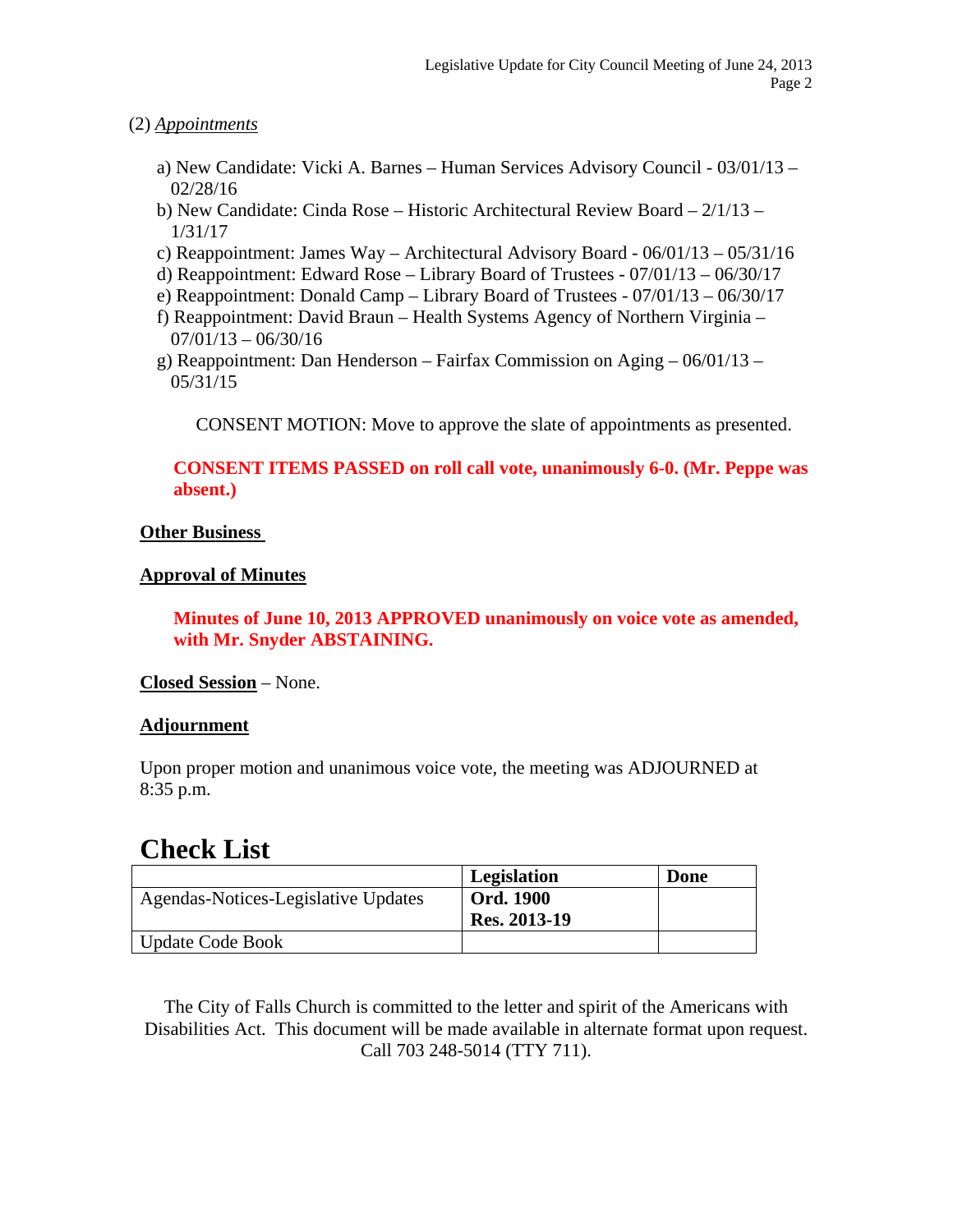(2) *Appointments*

a) New Candidate: Vicki A. Barnes – Human Services Advisory Council - 03/01/13 – 02/28/16
b) New Candidate: Cinda Rose – Historic Architectural Review Board – 2/1/13 – 1/31/17
c) Reappointment: James Way – Architectural Advisory Board - 06/01/13 – 05/31/16
d) Reappointment: Edward Rose – Library Board of Trustees - 07/01/13 – 06/30/17
e) Reappointment: Donald Camp – Library Board of Trustees - 07/01/13 – 06/30/17
f) Reappointment: David Braun – Health Systems Agency of Northern Virginia – 07/01/13 – 06/30/16
g) Reappointment: Dan Henderson – Fairfax Commission on Aging – 06/01/13 – 05/31/15

CONSENT MOTION: Move to approve the slate of appointments as presented.

**CONSENT ITEMS PASSED on roll call vote, unanimously 6-0. (Mr. Peppe was absent.)**

**Other Business**

**Approval of Minutes**

**Minutes of June 10, 2013 APPROVED unanimously on voice vote as amended, with Mr. Snyder ABSTAINING.**

**Closed Session** – None.

**Adjournment**

Upon proper motion and unanimous voice vote, the meeting was ADJOURNED at 8:35 p.m.

# Check List

| | **Legislation** | **Done** |
|---|---|---|
| Agendas-Notices-Legislative Updates | **Ord. 1900**<br>**Res. 2013-19** | |
| Update Code Book | | |

The City of Falls Church is committed to the letter and spirit of the Americans with Disabilities Act. This document will be made available in alternate format upon request. Call 703 248-5014 (TTY 711).